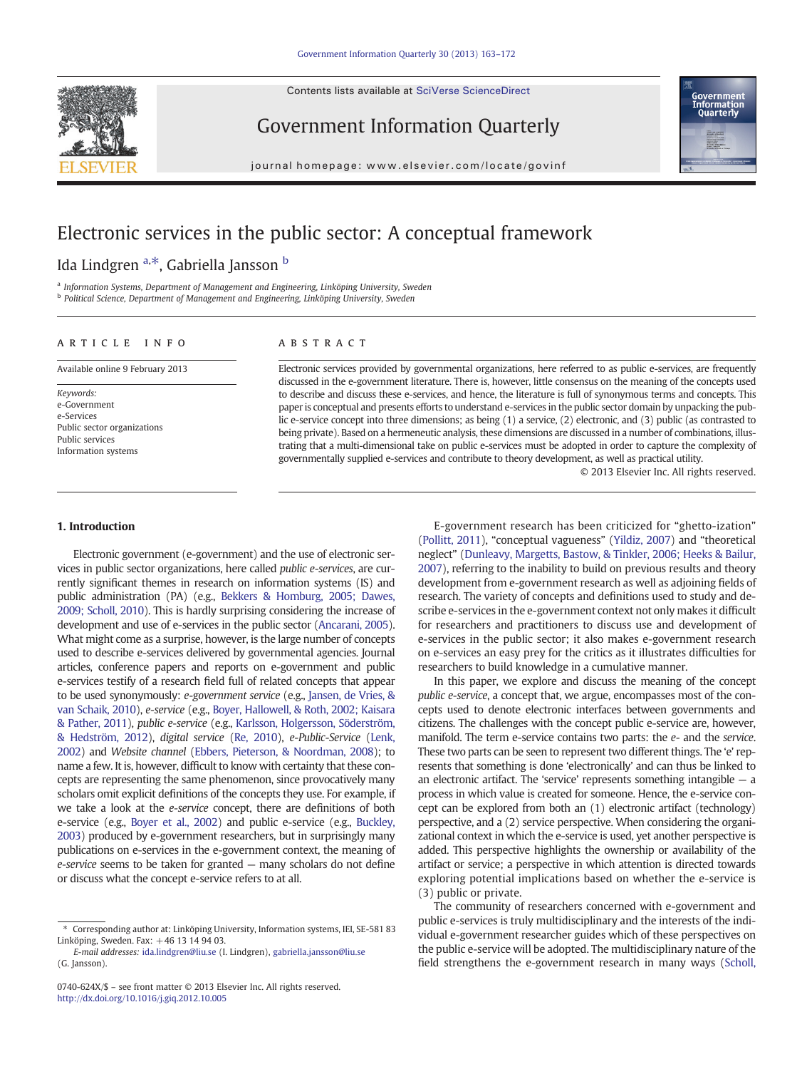# Electronic services in the public sector: A conceptual framework

Ida Lindgren [a,*], Gabriella Jansson [b]

[a] Information Systems, Department of Management and Engineering, Linköping University, Sweden
[b] Political Science, Department of Management and Engineering, Linköping University, Sweden

**ARTICLE INFO**

Available online 9 February 2013

*Keywords:*
e-Government
e-Services
Public sector organizations
Public services
Information systems

**ABSTRACT**

Electronic services provided by governmental organizations, here referred to as public e-services, are frequently discussed in the e-government literature. There is, however, little consensus on the meaning of the concepts used to describe and discuss these e-services, and hence, the literature is full of synonymous terms and concepts. This paper is conceptual and presents efforts to understand e-services in the public sector domain by unpacking the public e-service concept into three dimensions; as being (1) a service, (2) electronic, and (3) public (as contrasted to being private). Based on a hermeneutic analysis, these dimensions are discussed in a number of combinations, illustrating that a multi-dimensional take on public e-services must be adopted in order to capture the complexity of governmentally supplied e-services and contribute to theory development, as well as practical utility.

© 2013 Elsevier Inc. All rights reserved.

## 1. Introduction

Electronic government (e-government) and the use of electronic services in public sector organizations, here called *public e-services*, are currently significant themes in research on information systems (IS) and public administration (PA) (e.g., Bekkers & Homburg, 2005; Dawes, 2009; Scholl, 2010). This is hardly surprising considering the increase of development and use of e-services in the public sector (Ancarani, 2005). What might come as a surprise, however, is the large number of concepts used to describe e-services delivered by governmental agencies. Journal articles, conference papers and reports on e-government and public e-services testify of a research field full of related concepts that appear to be used synonymously: *e-government service* (e.g., Jansen, de Vries, & van Schaik, 2010), *e-service* (e.g., Boyer, Hallowell, & Roth, 2002; Kaisara & Pather, 2011), *public e-service* (e.g., Karlsson, Holgersson, Söderström, & Hedström, 2012), *digital service* (Re, 2010), *e-Public-Service* (Lenk, 2002) and *Website channel* (Ebbers, Pieterson, & Noordman, 2008); to name a few. It is, however, difficult to know with certainty that these concepts are representing the same phenomenon, since provocatively many scholars omit explicit definitions of the concepts they use. For example, if we take a look at the *e-service* concept, there are definitions of both e-service (e.g., Boyer et al., 2002) and public e-service (e.g., Buckley, 2003) produced by e-government researchers, but in surprisingly many publications on e-services in the e-government context, the meaning of *e-service* seems to be taken for granted — many scholars do not define or discuss what the concept e-service refers to at all.

E-government research has been criticized for "ghetto-ization" (Pollitt, 2011), "conceptual vagueness" (Yildiz, 2007) and "theoretical neglect" (Dunleavy, Margetts, Bastow, & Tinkler, 2006; Heeks & Bailur, 2007), referring to the inability to build on previous results and theory development from e-government research as well as adjoining fields of research. The variety of concepts and definitions used to study and describe e-services in the e-government context not only makes it difficult for researchers and practitioners to discuss use and development of e-services in the public sector; it also makes e-government research on e-services an easy prey for the critics as it illustrates difficulties for researchers to build knowledge in a cumulative manner.

In this paper, we explore and discuss the meaning of the concept *public e-service*, a concept that, we argue, encompasses most of the concepts used to denote electronic interfaces between governments and citizens. The challenges with the concept public e-service are, however, manifold. The term e-service contains two parts: the *e-* and the *service*. These two parts can be seen to represent two different things. The 'e' represents that something is done 'electronically' and can thus be linked to an electronic artifact. The 'service' represents something intangible — a process in which value is created for someone. Hence, the e-service concept can be explored from both an (1) electronic artifact (technology) perspective, and a (2) service perspective. When considering the organizational context in which the e-service is used, yet another perspective is added. This perspective highlights the ownership or availability of the artifact or service; a perspective in which attention is directed towards exploring potential implications based on whether the e-service is (3) public or private.

The community of researchers concerned with e-government and public e-services is truly multidisciplinary and the interests of the individual e-government researcher guides which of these perspectives on the public e-service will be adopted. The multidisciplinary nature of the field strengthens the e-government research in many ways (Scholl,

\* Corresponding author at: Linköping University, Information systems, IEI, SE-581 83 Linköping, Sweden. Fax: +46 13 14 94 03.
*E-mail addresses:* ida.lindgren@liu.se (I. Lindgren), gabriella.jansson@liu.se (G. Jansson).

0740-624X/$ – see front matter © 2013 Elsevier Inc. All rights reserved.
http://dx.doi.org/10.1016/j.giq.2012.10.005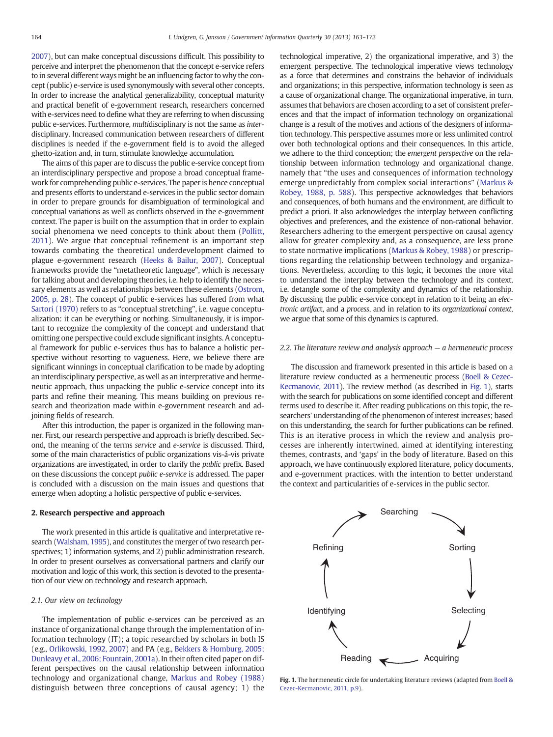2007), but can make conceptual discussions difficult. This possibility to perceive and interpret the phenomenon that the concept e-service refers to in several different ways might be an influencing factor to why the concept (public) e-service is used synonymously with several other concepts. In order to increase the analytical generalizability, conceptual maturity and practical benefit of e-government research, researchers concerned with e-services need to define what they are referring to when discussing public e-services. Furthermore, *multi*disciplinary is not the same as *inter*disciplinary. Increased communication between researchers of different disciplines is needed if the e-government field is to avoid the alleged ghetto-ization and, in turn, stimulate knowledge accumulation.

The aims of this paper are to discuss the public e-service concept from an interdisciplinary perspective and propose a broad conceptual framework for comprehending public e-services. The paper is hence conceptual and presents efforts to understand e-services in the public sector domain in order to prepare grounds for disambiguation of terminological and conceptual variations as well as conflicts observed in the e-government context. The paper is built on the assumption that in order to explain social phenomena we need concepts to think about them (Pollitt, 2011). We argue that conceptual refinement is an important step towards combating the theoretical underdevelopment claimed to plague e-government research (Heeks & Bailur, 2007). Conceptual frameworks provide the "metatheoretic language", which is necessary for talking about and developing theories, i.e. help to identify the necessary elements as well as relationships between these elements (Ostrom, 2005, p. 28). The concept of public e-services has suffered from what Sartori (1970) refers to as "conceptual stretching", i.e. vague conceptualization: it can be everything or nothing. Simultaneously, it is important to recognize the complexity of the concept and understand that omitting one perspective could exclude significant insights. A conceptual framework for public e-services thus has to balance a holistic perspective without resorting to vagueness. Here, we believe there are significant winnings in conceptual clarification to be made by adopting an interdisciplinary perspective, as well as an interpretative and hermeneutic approach, thus unpacking the public e-service concept into its parts and refine their meaning. This means building on previous research and theorization made within e-government research and adjoining fields of research.

After this introduction, the paper is organized in the following manner. First, our research perspective and approach is briefly described. Second, the meaning of the terms *service* and *e-service* is discussed. Third, some of the main characteristics of public organizations vis-á-vis private organizations are investigated, in order to clarify the *public* prefix. Based on these discussions the concept *public e-service* is addressed. The paper is concluded with a discussion on the main issues and questions that emerge when adopting a holistic perspective of public e-services.

## 2. Research perspective and approach

The work presented in this article is qualitative and interpretative research (Walsham, 1995), and constitutes the merger of two research perspectives; 1) information systems, and 2) public administration research. In order to present ourselves as conversational partners and clarify our motivation and logic of this work, this section is devoted to the presentation of our view on technology and research approach.

### 2.1. Our view on technology

The implementation of public e-services can be perceived as an instance of organizational change through the implementation of information technology (IT); a topic researched by scholars in both IS (e.g., Orlikowski, 1992, 2007) and PA (e.g., Bekkers & Homburg, 2005; Dunleavy et al., 2006; Fountain, 2001a). In their often cited paper on different perspectives on the causal relationship between information technology and organizational change, Markus and Robey (1988) distinguish between three conceptions of causal agency; 1) the technological imperative, 2) the organizational imperative, and 3) the emergent perspective. The technological imperative views technology as a force that determines and constrains the behavior of individuals and organizations; in this perspective, information technology is seen as a cause of organizational change. The organizational imperative, in turn, assumes that behaviors are chosen according to a set of consistent preferences and that the impact of information technology on organizational change is a result of the motives and actions of the designers of information technology. This perspective assumes more or less unlimited control over both technological options and their consequences. In this article, we adhere to the third conception; the *emergent perspective* on the relationship between information technology and organizational change, namely that "the uses and consequences of information technology emerge unpredictably from complex social interactions" (Markus & Robey, 1988, p. 588). This perspective acknowledges that behaviors and consequences, of both humans and the environment, are difficult to predict a priori. It also acknowledges the interplay between conflicting objectives and preferences, and the existence of non-rational behavior. Researchers adhering to the emergent perspective on causal agency allow for greater complexity and, as a consequence, are less prone to state normative implications (Markus & Robey, 1988) or prescriptions regarding the relationship between technology and organizations. Nevertheless, according to this logic, it becomes the more vital to understand the interplay between the technology and its context, i.e. detangle some of the complexity and dynamics of the relationship. By discussing the public e-service concept in relation to it being an *electronic artifact*, and a *process*, and in relation to its *organizational context*, we argue that some of this dynamics is captured.

### 2.2. The literature review and analysis approach — a hermeneutic process

The discussion and framework presented in this article is based on a literature review conducted as a hermeneutic process (Boell & Cezec-Kecmanovic, 2011). The review method (as described in Fig. 1), starts with the search for publications on some identified concept and different terms used to describe it. After reading publications on this topic, the researchers' understanding of the phenomenon of interest increases; based on this understanding, the search for further publications can be refined. This is an iterative process in which the review and analysis processes are inherently intertwined, aimed at identifying interesting themes, contrasts, and 'gaps' in the body of literature. Based on this approach, we have continuously explored literature, policy documents, and e-government practices, with the intention to better understand the context and particularities of e-services in the public sector.

Searching → Sorting → Selecting → Acquiring → Reading → Identifying → Refining → Searching

**Fig. 1.** The hermeneutic circle for undertaking literature reviews (adapted from Boell & Cezec-Kecmanovic, 2011, p.9).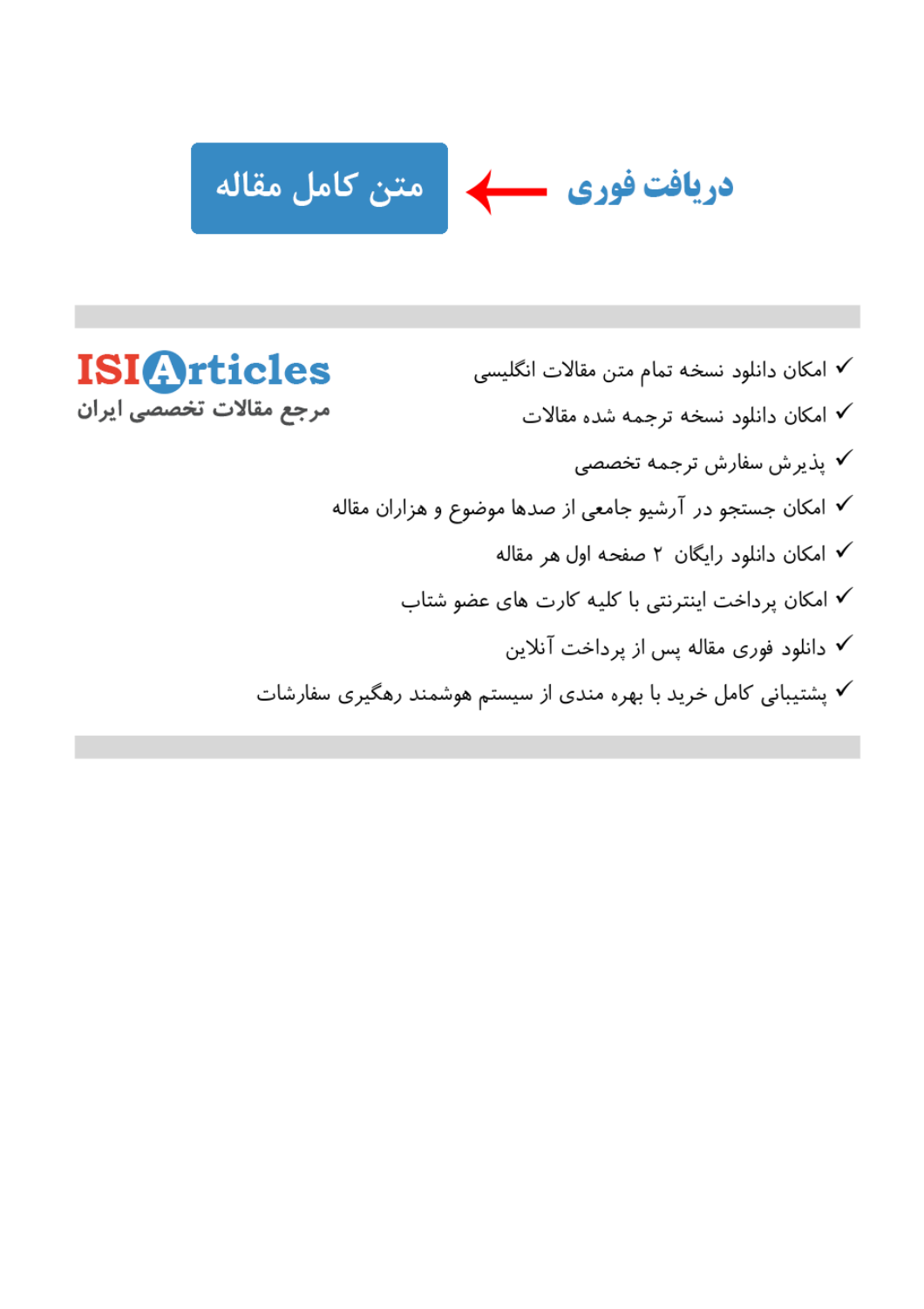دریافت فوری ← **متن کامل مقاله**

**ISIArticles**
مرجع مقالات تخصصی ایران

- ✓ امکان دانلود نسخه تمام متن مقالات انگلیسی
- ✓ امکان دانلود نسخه ترجمه شده مقالات
- ✓ پذیرش سفارش ترجمه تخصصی
- ✓ امکان جستجو در آرشیو جامعی از صدها موضوع و هزاران مقاله
- ✓ امکان دانلود رایگان ۲ صفحه اول هر مقاله
- ✓ امکان پرداخت اینترنتی با کلیه کارت های عضو شتاب
- ✓ دانلود فوری مقاله پس از پرداخت آنلاین
- ✓ پشتیبانی کامل خرید با بهره مندی از سیستم هوشمند رهگیری سفارشات